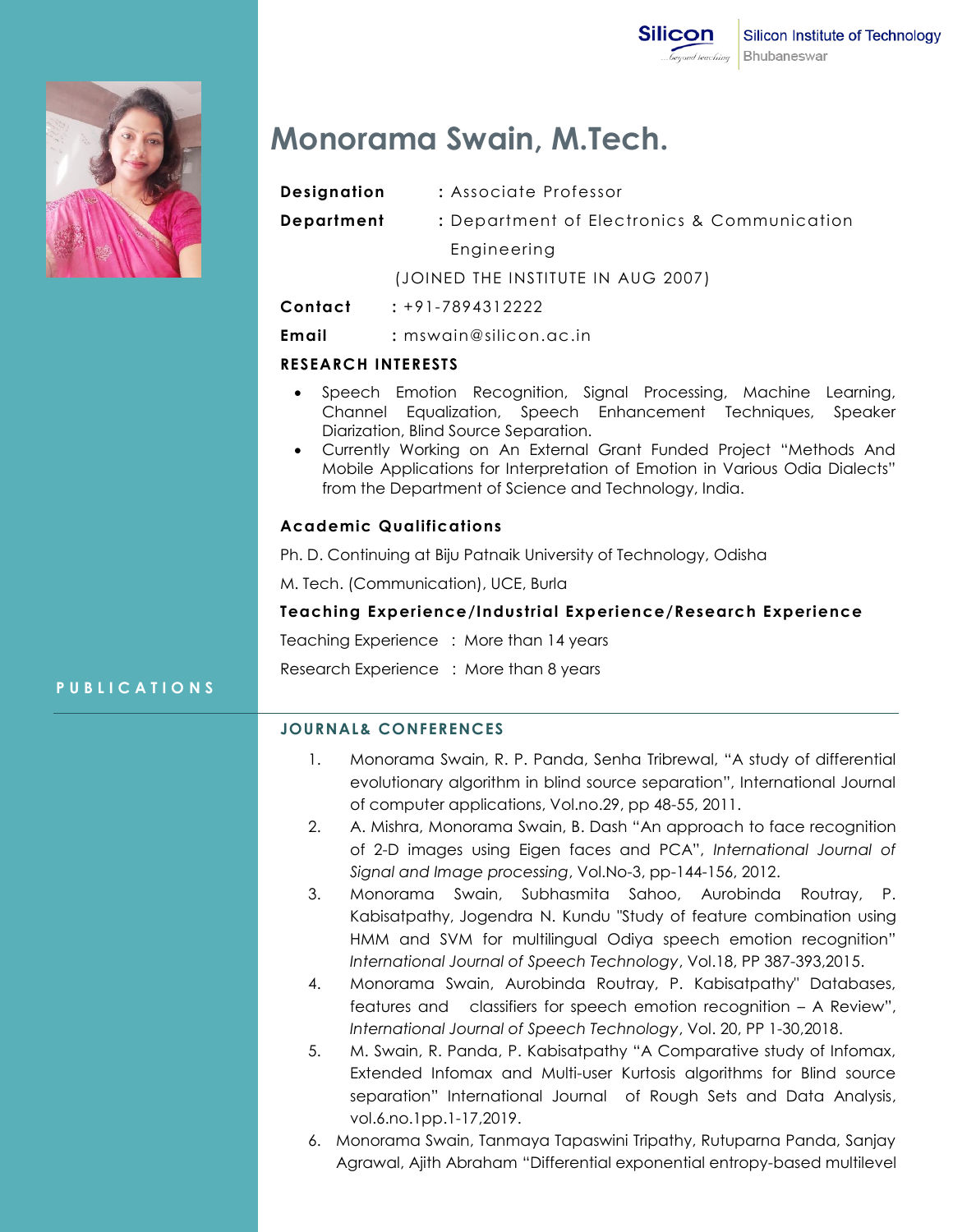Silicon Institute of Technology
Bhubaneswar

# Monorama Swain, M.Tech.

**Designation** : Associate Professor

**Department** : Department of Electronics & Communication Engineering

(JOINED THE INSTITUTE IN AUG 2007)

**Contact** : +91-7894312222

**Email** : mswain@silicon.ac.in

## RESEARCH INTERESTS

- Speech Emotion Recognition, Signal Processing, Machine Learning, Channel Equalization, Speech Enhancement Techniques, Speaker Diarization, Blind Source Separation.
- Currently Working on An External Grant Funded Project "Methods And Mobile Applications for Interpretation of Emotion in Various Odia Dialects" from the Department of Science and Technology, India.

## Academic Qualifications

Ph. D. Continuing at Biju Patnaik University of Technology, Odisha

M. Tech. (Communication), UCE, Burla

## Teaching Experience/Industrial Experience/Research Experience

Teaching Experience : More than 14 years

Research Experience : More than 8 years

## PUBLICATIONS

### JOURNAL& CONFERENCES

1. Monorama Swain, R. P. Panda, Senha Tribrewal, "A study of differential evolutionary algorithm in blind source separation", International Journal of computer applications, Vol.no.29, pp 48-55, 2011.
2. A. Mishra, Monorama Swain, B. Dash "An approach to face recognition of 2-D images using Eigen faces and PCA", *International Journal of Signal and Image processing*, Vol.No-3, pp-144-156, 2012.
3. Monorama Swain, Subhasmita Sahoo, Aurobinda Routray, P. Kabisatpathy, Jogendra N. Kundu "Study of feature combination using HMM and SVM for multilingual Odiya speech emotion recognition" *International Journal of Speech Technology*, Vol.18, PP 387-393,2015.
4. Monorama Swain, Aurobinda Routray, P. Kabisatpathy" Databases, features and classifiers for speech emotion recognition – A Review", *International Journal of Speech Technology*, Vol. 20, PP 1-30,2018.
5. M. Swain, R. Panda, P. Kabisatpathy "A Comparative study of Infomax, Extended Infomax and Multi-user Kurtosis algorithms for Blind source separation" International Journal of Rough Sets and Data Analysis, vol.6.no.1pp.1-17,2019.
6. Monorama Swain, Tanmaya Tapaswini Tripathy, Rutuparna Panda, Sanjay Agrawal, Ajith Abraham "Differential exponential entropy-based multilevel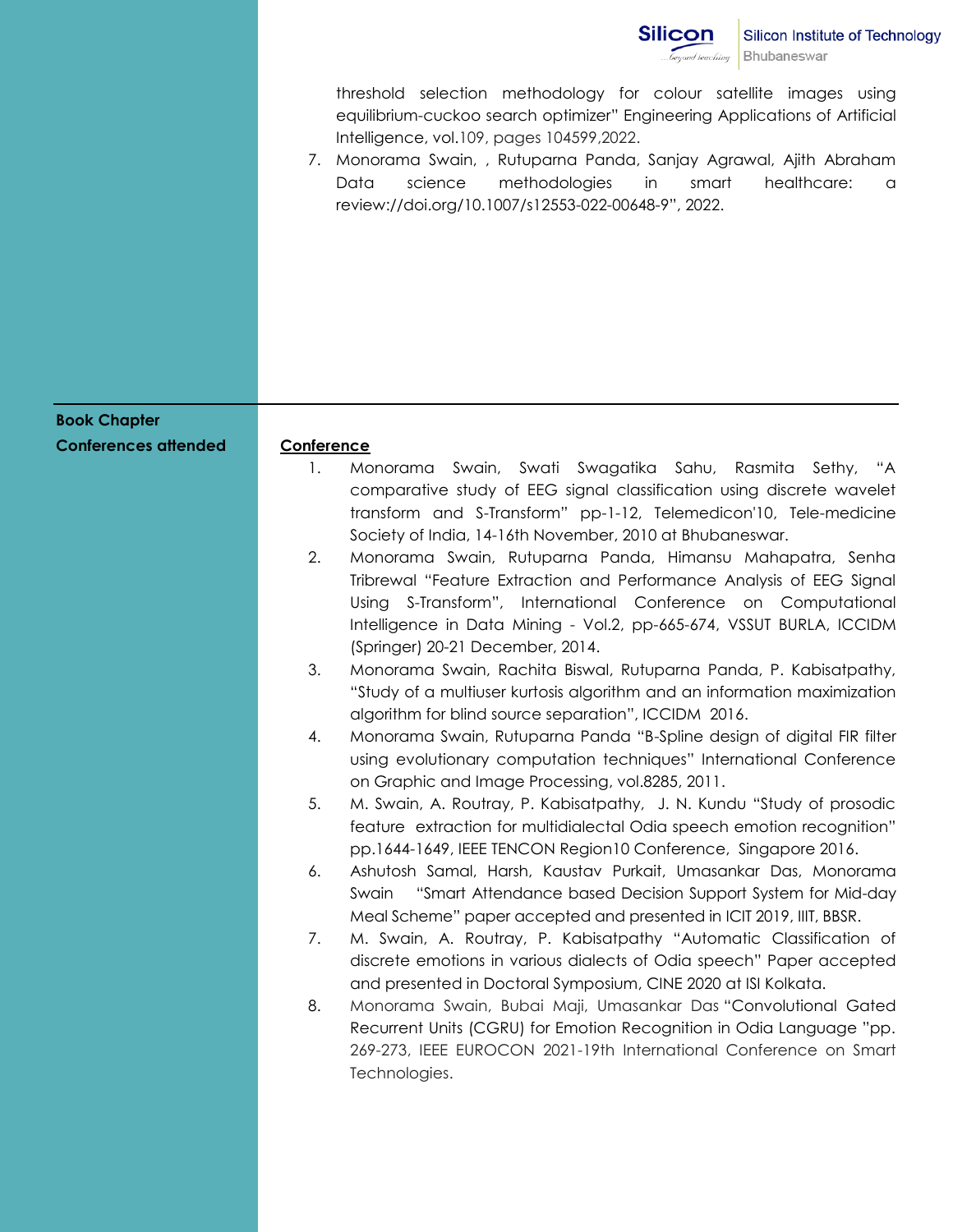threshold selection methodology for colour satellite images using equilibrium-cuckoo search optimizer" Engineering Applications of Artificial Intelligence, vol.109, pages 104599,2022.

7. Monorama Swain, , Rutuparna Panda, Sanjay Agrawal, Ajith Abraham Data science methodologies in smart healthcare: a review://doi.org/10.1007/s12553-022-00648-9", 2022.

**Book Chapter**

**Conferences attended**

**<u>Conference</u>**

1. Monorama Swain, Swati Swagatika Sahu, Rasmita Sethy, "A comparative study of EEG signal classification using discrete wavelet transform and S-Transform" pp-1-12, Telemedicon'10, Tele-medicine Society of India, 14-16th November, 2010 at Bhubaneswar.
2. Monorama Swain, Rutuparna Panda, Himansu Mahapatra, Senha Tribrewal "Feature Extraction and Performance Analysis of EEG Signal Using S-Transform", International Conference on Computational Intelligence in Data Mining - Vol.2, pp-665-674, VSSUT BURLA, ICCIDM (Springer) 20-21 December, 2014.
3. Monorama Swain, Rachita Biswal, Rutuparna Panda, P. Kabisatpathy, "Study of a multiuser kurtosis algorithm and an information maximization algorithm for blind source separation", ICCIDM 2016.
4. Monorama Swain, Rutuparna Panda "B-Spline design of digital FIR filter using evolutionary computation techniques" International Conference on Graphic and Image Processing, vol.8285, 2011.
5. M. Swain, A. Routray, P. Kabisatpathy, J. N. Kundu "Study of prosodic feature extraction for multidialectal Odia speech emotion recognition" pp.1644-1649, IEEE TENCON Region10 Conference, Singapore 2016.
6. Ashutosh Samal, Harsh, Kaustav Purkait, Umasankar Das, Monorama Swain "Smart Attendance based Decision Support System for Mid-day Meal Scheme" paper accepted and presented in ICIT 2019, IIIT, BBSR.
7. M. Swain, A. Routray, P. Kabisatpathy "Automatic Classification of discrete emotions in various dialects of Odia speech" Paper accepted and presented in Doctoral Symposium, CINE 2020 at ISI Kolkata.
8. Monorama Swain, Bubai Maji, Umasankar Das "Convolutional Gated Recurrent Units (CGRU) for Emotion Recognition in Odia Language "pp. 269-273, IEEE EUROCON 2021-19th International Conference on Smart Technologies.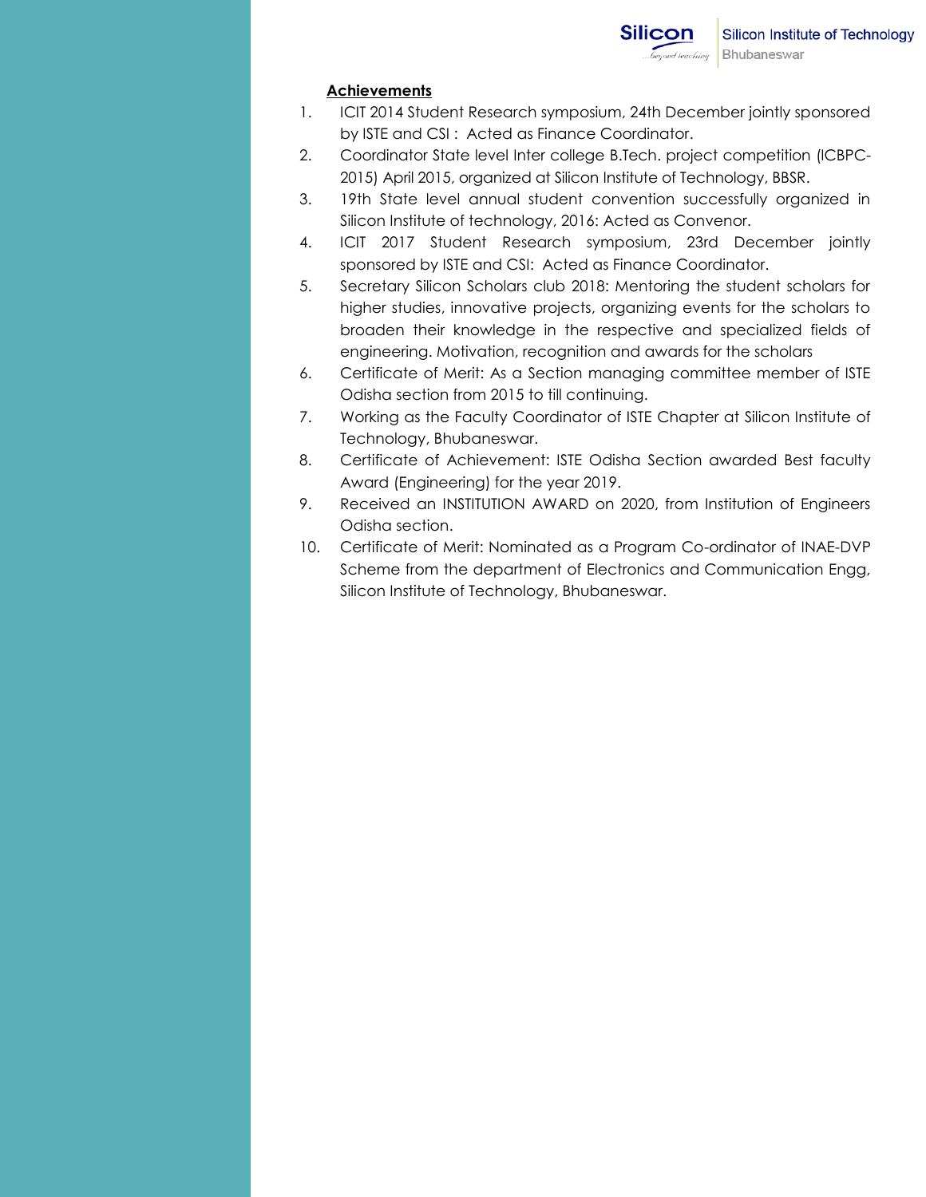**Achievements**

1. ICIT 2014 Student Research symposium, 24th December jointly sponsored by ISTE and CSI : Acted as Finance Coordinator.
2. Coordinator State level Inter college B.Tech. project competition (ICBPC-2015) April 2015, organized at Silicon Institute of Technology, BBSR.
3. 19th State level annual student convention successfully organized in Silicon Institute of technology, 2016: Acted as Convenor.
4. ICIT 2017 Student Research symposium, 23rd December jointly sponsored by ISTE and CSI: Acted as Finance Coordinator.
5. Secretary Silicon Scholars club 2018: Mentoring the student scholars for higher studies, innovative projects, organizing events for the scholars to broaden their knowledge in the respective and specialized fields of engineering. Motivation, recognition and awards for the scholars
6. Certificate of Merit: As a Section managing committee member of ISTE Odisha section from 2015 to till continuing.
7. Working as the Faculty Coordinator of ISTE Chapter at Silicon Institute of Technology, Bhubaneswar.
8. Certificate of Achievement: ISTE Odisha Section awarded Best faculty Award (Engineering) for the year 2019.
9. Received an INSTITUTION AWARD on 2020, from Institution of Engineers Odisha section.
10. Certificate of Merit: Nominated as a Program Co-ordinator of INAE-DVP Scheme from the department of Electronics and Communication Engg, Silicon Institute of Technology, Bhubaneswar.